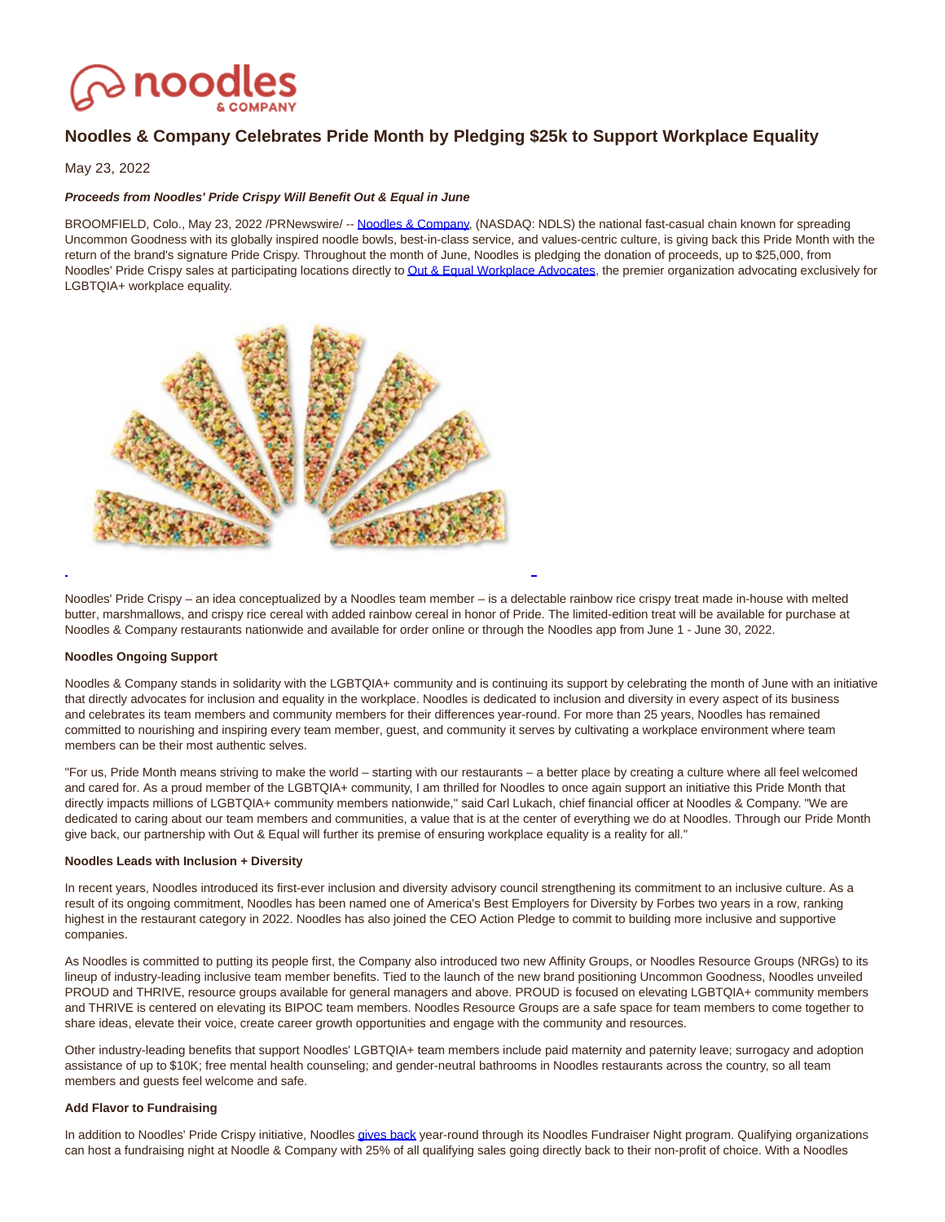# Noodles & Company Celebrates Pride Month by Pledging $25k to Support Workplace Equality

May 23, 2022

***Proceeds from Noodles' Pride Crispy Will Benefit Out & Equal in June***

BROOMFIELD, Colo., May 23, 2022 /PRNewswire/ -- Noodles & Company, (NASDAQ: NDLS) the national fast-casual chain known for spreading Uncommon Goodness with its globally inspired noodle bowls, best-in-class service, and values-centric culture, is giving back this Pride Month with the return of the brand's signature Pride Crispy. Throughout the month of June, Noodles is pledging the donation of proceeds, up to $25,000, from Noodles' Pride Crispy sales at participating locations directly to Out & Equal Workplace Advocates, the premier organization advocating exclusively for LGBTQIA+ workplace equality.

Noodles' Pride Crispy – an idea conceptualized by a Noodles team member – is a delectable rainbow rice crispy treat made in-house with melted butter, marshmallows, and crispy rice cereal with added rainbow cereal in honor of Pride. The limited-edition treat will be available for purchase at Noodles & Company restaurants nationwide and available for order online or through the Noodles app from June 1 - June 30, 2022.

**Noodles Ongoing Support**

Noodles & Company stands in solidarity with the LGBTQIA+ community and is continuing its support by celebrating the month of June with an initiative that directly advocates for inclusion and equality in the workplace. Noodles is dedicated to inclusion and diversity in every aspect of its business and celebrates its team members and community members for their differences year-round. For more than 25 years, Noodles has remained committed to nourishing and inspiring every team member, guest, and community it serves by cultivating a workplace environment where team members can be their most authentic selves.

"For us, Pride Month means striving to make the world – starting with our restaurants – a better place by creating a culture where all feel welcomed and cared for. As a proud member of the LGBTQIA+ community, I am thrilled for Noodles to once again support an initiative this Pride Month that directly impacts millions of LGBTQIA+ community members nationwide," said Carl Lukach, chief financial officer at Noodles & Company. "We are dedicated to caring about our team members and communities, a value that is at the center of everything we do at Noodles. Through our Pride Month give back, our partnership with Out & Equal will further its premise of ensuring workplace equality is a reality for all."

**Noodles Leads with Inclusion + Diversity**

In recent years, Noodles introduced its first-ever inclusion and diversity advisory council strengthening its commitment to an inclusive culture. As a result of its ongoing commitment, Noodles has been named one of America's Best Employers for Diversity by Forbes two years in a row, ranking highest in the restaurant category in 2022. Noodles has also joined the CEO Action Pledge to commit to building more inclusive and supportive companies.

As Noodles is committed to putting its people first, the Company also introduced two new Affinity Groups, or Noodles Resource Groups (NRGs) to its lineup of industry-leading inclusive team member benefits. Tied to the launch of the new brand positioning Uncommon Goodness, Noodles unveiled PROUD and THRIVE, resource groups available for general managers and above. PROUD is focused on elevating LGBTQIA+ community members and THRIVE is centered on elevating its BIPOC team members. Noodles Resource Groups are a safe space for team members to come together to share ideas, elevate their voice, create career growth opportunities and engage with the community and resources.

Other industry-leading benefits that support Noodles' LGBTQIA+ team members include paid maternity and paternity leave; surrogacy and adoption assistance of up to $10K; free mental health counseling; and gender-neutral bathrooms in Noodles restaurants across the country, so all team members and guests feel welcome and safe.

**Add Flavor to Fundraising**

In addition to Noodles' Pride Crispy initiative, Noodles gives back year-round through its Noodles Fundraiser Night program. Qualifying organizations can host a fundraising night at Noodle & Company with 25% of all qualifying sales going directly back to their non-profit of choice. With a Noodles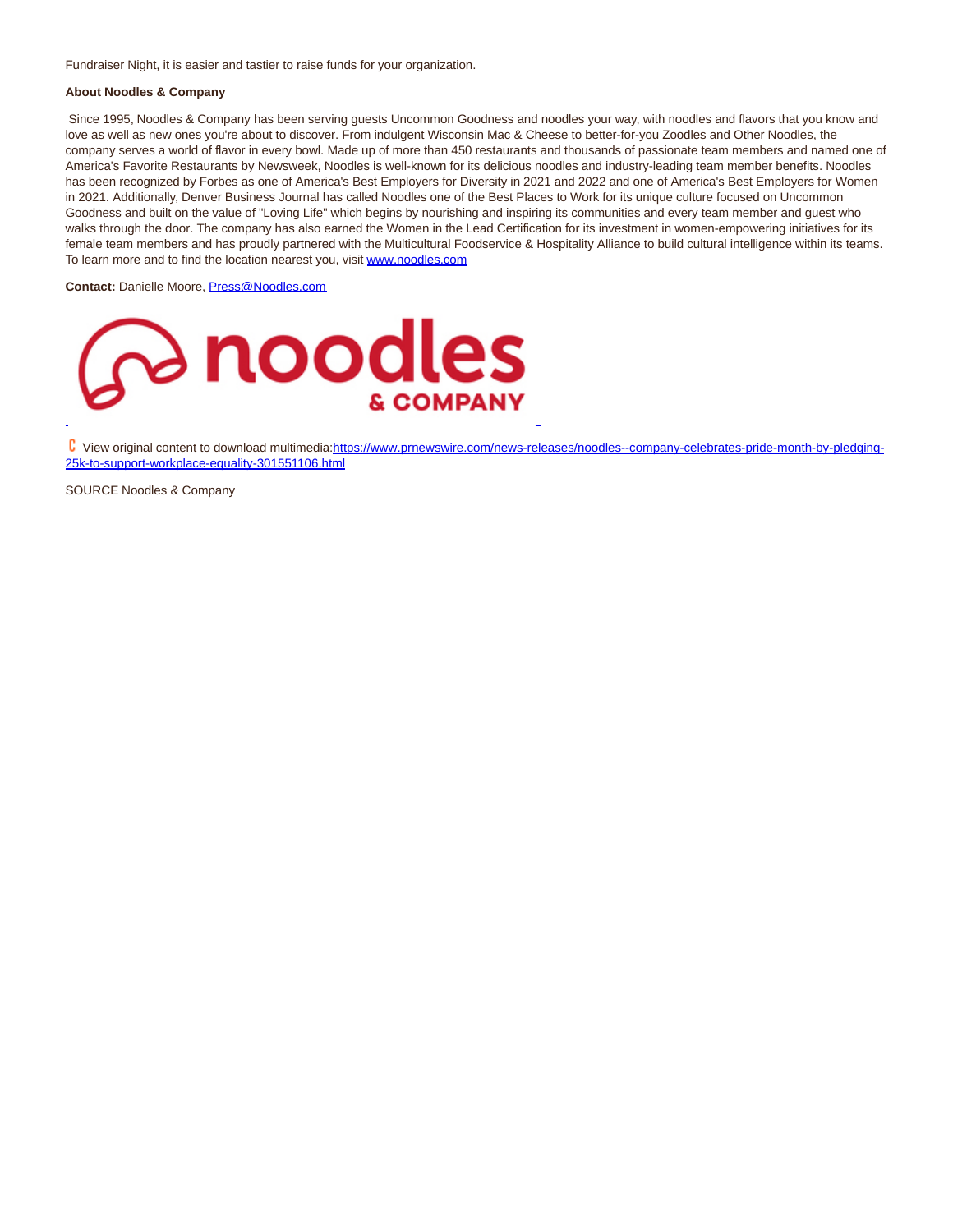Fundraiser Night, it is easier and tastier to raise funds for your organization.

**About Noodles & Company**

Since 1995, Noodles & Company has been serving guests Uncommon Goodness and noodles your way, with noodles and flavors that you know and love as well as new ones you're about to discover. From indulgent Wisconsin Mac & Cheese to better-for-you Zoodles and Other Noodles, the company serves a world of flavor in every bowl. Made up of more than 450 restaurants and thousands of passionate team members and named one of America's Favorite Restaurants by Newsweek, Noodles is well-known for its delicious noodles and industry-leading team member benefits. Noodles has been recognized by Forbes as one of America's Best Employers for Diversity in 2021 and 2022 and one of America's Best Employers for Women in 2021. Additionally, Denver Business Journal has called Noodles one of the Best Places to Work for its unique culture focused on Uncommon Goodness and built on the value of "Loving Life" which begins by nourishing and inspiring its communities and every team member and guest who walks through the door. The company has also earned the Women in the Lead Certification for its investment in women-empowering initiatives for its female team members and has proudly partnered with the Multicultural Foodservice & Hospitality Alliance to build cultural intelligence within its teams. To learn more and to find the location nearest you, visit www.noodles.com

**Contact:** Danielle Moore, Press@Noodles.com

noodles & COMPANY

View original content to download multimedia:https://www.prnewswire.com/news-releases/noodles--company-celebrates-pride-month-by-pledging-25k-to-support-workplace-equality-301551106.html

SOURCE Noodles & Company